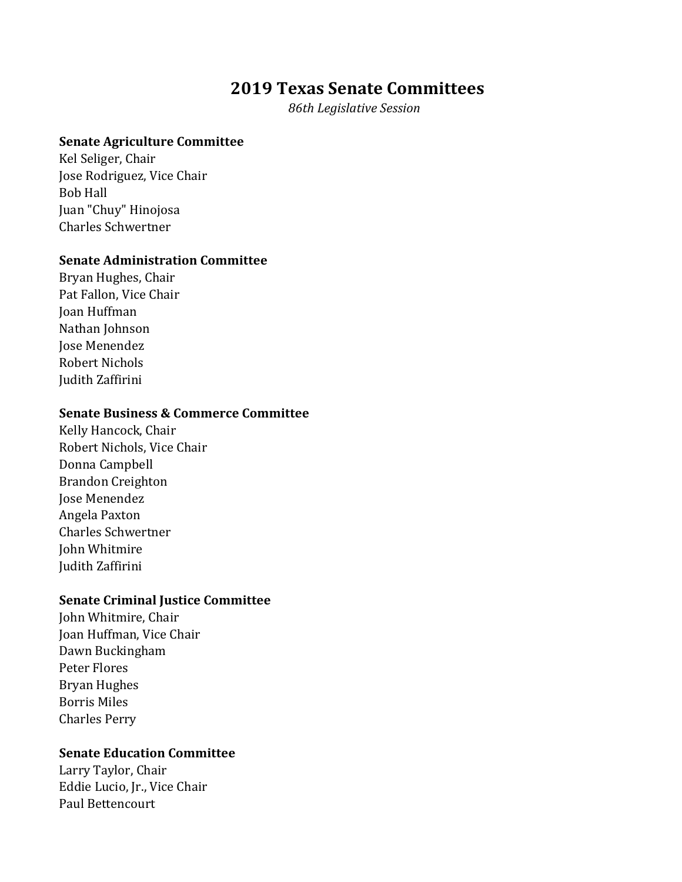# 2019 Texas Senate Committees

*86th Legislative Session*

**Senate Agriculture Committee**
Kel Seliger, Chair
Jose Rodriguez, Vice Chair
Bob Hall
Juan "Chuy" Hinojosa
Charles Schwertner

**Senate Administration Committee**
Bryan Hughes, Chair
Pat Fallon, Vice Chair
Joan Huffman
Nathan Johnson
Jose Menendez
Robert Nichols
Judith Zaffirini

**Senate Business & Commerce Committee**
Kelly Hancock, Chair
Robert Nichols, Vice Chair
Donna Campbell
Brandon Creighton
Jose Menendez
Angela Paxton
Charles Schwertner
John Whitmire
Judith Zaffirini

**Senate Criminal Justice Committee**
John Whitmire, Chair
Joan Huffman, Vice Chair
Dawn Buckingham
Peter Flores
Bryan Hughes
Borris Miles
Charles Perry

**Senate Education Committee**
Larry Taylor, Chair
Eddie Lucio, Jr., Vice Chair
Paul Bettencourt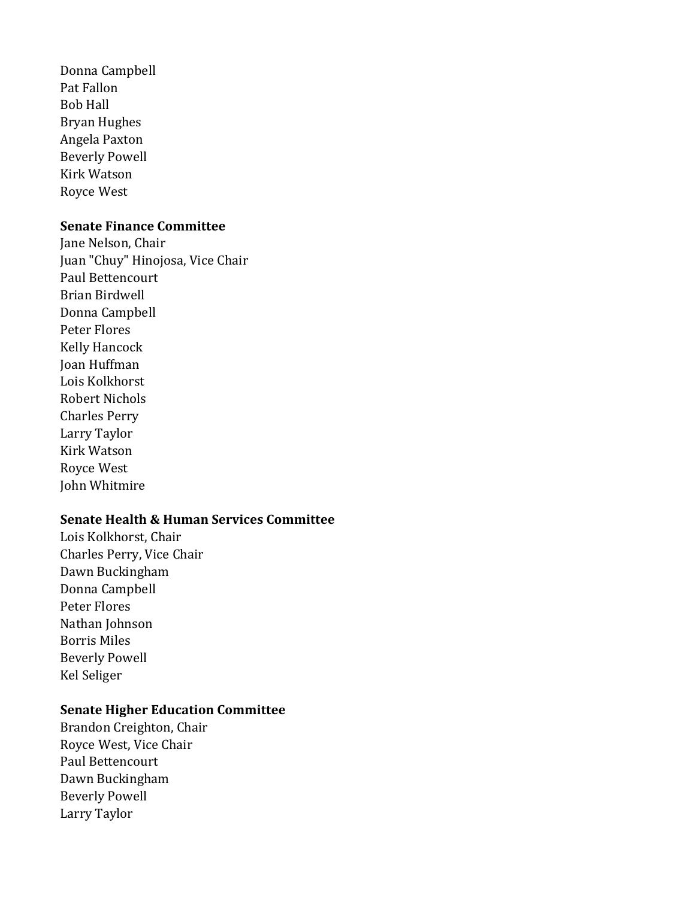Donna Campbell
Pat Fallon
Bob Hall
Bryan Hughes
Angela Paxton
Beverly Powell
Kirk Watson
Royce West

**Senate Finance Committee**
Jane Nelson, Chair
Juan "Chuy" Hinojosa, Vice Chair
Paul Bettencourt
Brian Birdwell
Donna Campbell
Peter Flores
Kelly Hancock
Joan Huffman
Lois Kolkhorst
Robert Nichols
Charles Perry
Larry Taylor
Kirk Watson
Royce West
John Whitmire

**Senate Health & Human Services Committee**
Lois Kolkhorst, Chair
Charles Perry, Vice Chair
Dawn Buckingham
Donna Campbell
Peter Flores
Nathan Johnson
Borris Miles
Beverly Powell
Kel Seliger

**Senate Higher Education Committee**
Brandon Creighton, Chair
Royce West, Vice Chair
Paul Bettencourt
Dawn Buckingham
Beverly Powell
Larry Taylor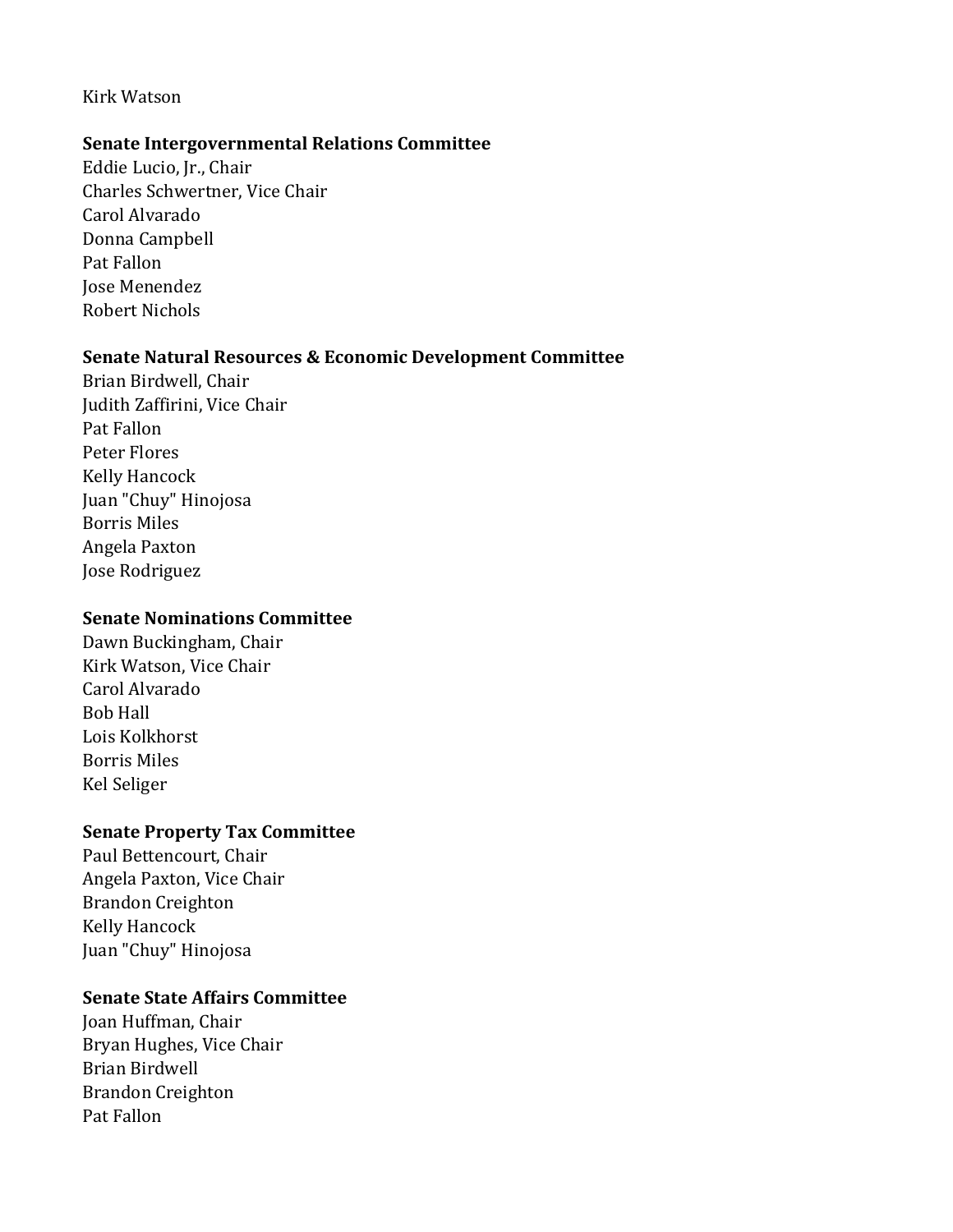Kirk Watson

**Senate Intergovernmental Relations Committee**
Eddie Lucio, Jr., Chair
Charles Schwertner, Vice Chair
Carol Alvarado
Donna Campbell
Pat Fallon
Jose Menendez
Robert Nichols

**Senate Natural Resources & Economic Development Committee**
Brian Birdwell, Chair
Judith Zaffirini, Vice Chair
Pat Fallon
Peter Flores
Kelly Hancock
Juan "Chuy" Hinojosa
Borris Miles
Angela Paxton
Jose Rodriguez

**Senate Nominations Committee**
Dawn Buckingham, Chair
Kirk Watson, Vice Chair
Carol Alvarado
Bob Hall
Lois Kolkhorst
Borris Miles
Kel Seliger

**Senate Property Tax Committee**
Paul Bettencourt, Chair
Angela Paxton, Vice Chair
Brandon Creighton
Kelly Hancock
Juan "Chuy" Hinojosa

**Senate State Affairs Committee**
Joan Huffman, Chair
Bryan Hughes, Vice Chair
Brian Birdwell
Brandon Creighton
Pat Fallon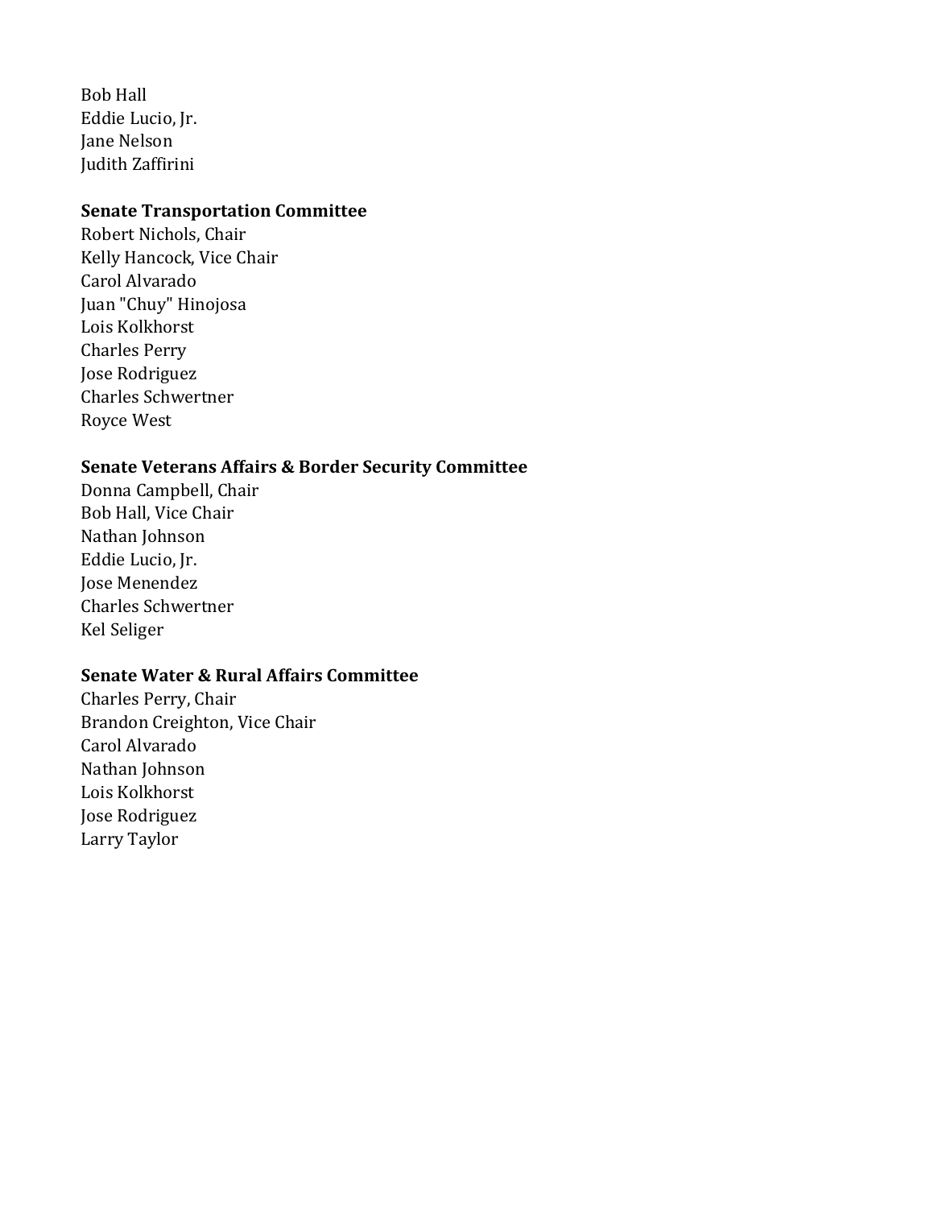Bob Hall
Eddie Lucio, Jr.
Jane Nelson
Judith Zaffirini

**Senate Transportation Committee**
Robert Nichols, Chair
Kelly Hancock, Vice Chair
Carol Alvarado
Juan "Chuy" Hinojosa
Lois Kolkhorst
Charles Perry
Jose Rodriguez
Charles Schwertner
Royce West

**Senate Veterans Affairs & Border Security Committee**
Donna Campbell, Chair
Bob Hall, Vice Chair
Nathan Johnson
Eddie Lucio, Jr.
Jose Menendez
Charles Schwertner
Kel Seliger

**Senate Water & Rural Affairs Committee**
Charles Perry, Chair
Brandon Creighton, Vice Chair
Carol Alvarado
Nathan Johnson
Lois Kolkhorst
Jose Rodriguez
Larry Taylor